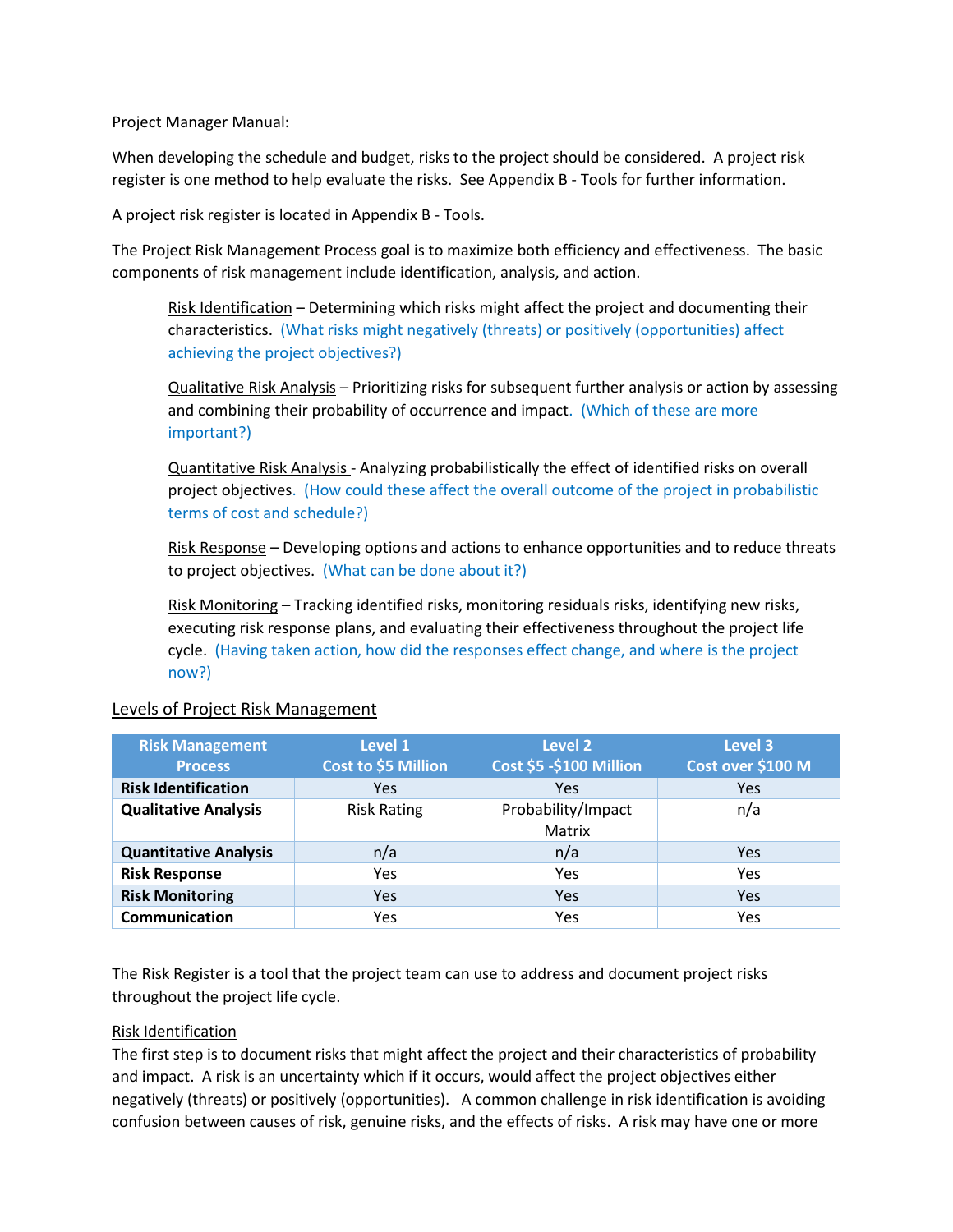Project Manager Manual:

When developing the schedule and budget, risks to the project should be considered. A project risk register is one method to help evaluate the risks. See Appendix B - Tools for further information.

A project risk register is located in Appendix B - Tools.

The Project Risk Management Process goal is to maximize both efficiency and effectiveness. The basic components of risk management include identification, analysis, and action.

Risk Identification – Determining which risks might affect the project and documenting their characteristics. (What risks might negatively (threats) or positively (opportunities) affect achieving the project objectives?)

Qualitative Risk Analysis – Prioritizing risks for subsequent further analysis or action by assessing and combining their probability of occurrence and impact. (Which of these are more important?)

Quantitative Risk Analysis - Analyzing probabilistically the effect of identified risks on overall project objectives. (How could these affect the overall outcome of the project in probabilistic terms of cost and schedule?)

Risk Response – Developing options and actions to enhance opportunities and to reduce threats to project objectives. (What can be done about it?)

Risk Monitoring – Tracking identified risks, monitoring residuals risks, identifying new risks, executing risk response plans, and evaluating their effectiveness throughout the project life cycle. (Having taken action, how did the responses effect change, and where is the project now?)

## Levels of Project Risk Management

| Risk Management Process | Level 1 Cost to $5 Million | Level 2 Cost $5 -$100 Million | Level 3 Cost over $100 M |
|---|---|---|---|
| **Risk Identification** | Yes | Yes | Yes |
| **Qualitative Analysis** | Risk Rating | Probability/Impact Matrix | n/a |
| **Quantitative Analysis** | n/a | n/a | Yes |
| **Risk Response** | Yes | Yes | Yes |
| **Risk Monitoring** | Yes | Yes | Yes |
| **Communication** | Yes | Yes | Yes |

The Risk Register is a tool that the project team can use to address and document project risks throughout the project life cycle.

### Risk Identification

The first step is to document risks that might affect the project and their characteristics of probability and impact. A risk is an uncertainty which if it occurs, would affect the project objectives either negatively (threats) or positively (opportunities). A common challenge in risk identification is avoiding confusion between causes of risk, genuine risks, and the effects of risks. A risk may have one or more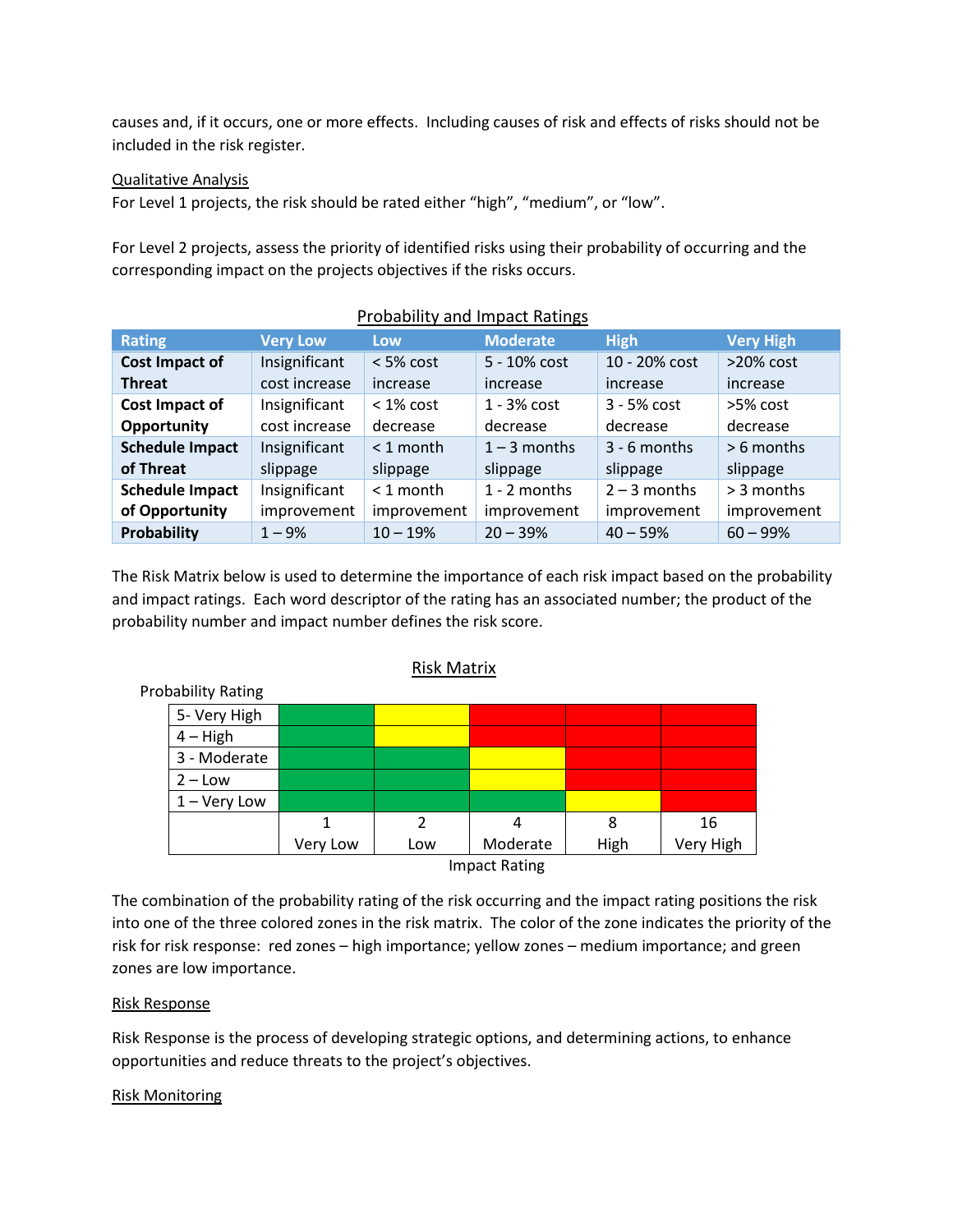causes and, if it occurs, one or more effects. Including causes of risk and effects of risks should not be included in the risk register.

Qualitative Analysis

For Level 1 projects, the risk should be rated either "high", "medium", or "low".

For Level 2 projects, assess the priority of identified risks using their probability of occurring and the corresponding impact on the projects objectives if the risks occurs.

Probability and Impact Ratings

| Rating | Very Low | Low | Moderate | High | Very High |
|---|---|---|---|---|---|
| **Cost Impact of Threat** | Insignificant cost increase | < 5% cost increase | 5 - 10% cost increase | 10 - 20% cost increase | >20% cost increase |
| **Cost Impact of Opportunity** | Insignificant cost increase | < 1% cost decrease | 1 - 3% cost decrease | 3 - 5% cost decrease | >5% cost decrease |
| **Schedule Impact of Threat** | Insignificant slippage | < 1 month slippage | 1 – 3 months slippage | 3 - 6 months slippage | > 6 months slippage |
| **Schedule Impact of Opportunity** | Insignificant improvement | < 1 month improvement | 1 - 2 months improvement | 2 – 3 months improvement | > 3 months improvement |
| **Probability** | 1 – 9% | 10 – 19% | 20 – 39% | 40 – 59% | 60 – 99% |

The Risk Matrix below is used to determine the importance of each risk impact based on the probability and impact ratings. Each word descriptor of the rating has an associated number; the product of the probability number and impact number defines the risk score.

Risk Matrix

| Probability Rating | | | | | |
|---|---|---|---|---|---|
| 5- Very High | Green | Yellow | Red | Red | Red |
| 4 – High | Green | Yellow | Red | Red | Red |
| 3 - Moderate | Green | Green | Yellow | Red | Red |
| 2 – Low | Green | Green | Yellow | Red | Red |
| 1 – Very Low | Green | Green | Green | Yellow | Red |
| | 1 Very Low | 2 Low | 4 Moderate | 8 High | 16 Very High |

Impact Rating

The combination of the probability rating of the risk occurring and the impact rating positions the risk into one of the three colored zones in the risk matrix. The color of the zone indicates the priority of the risk for risk response: red zones – high importance; yellow zones – medium importance; and green zones are low importance.

Risk Response

Risk Response is the process of developing strategic options, and determining actions, to enhance opportunities and reduce threats to the project's objectives.

Risk Monitoring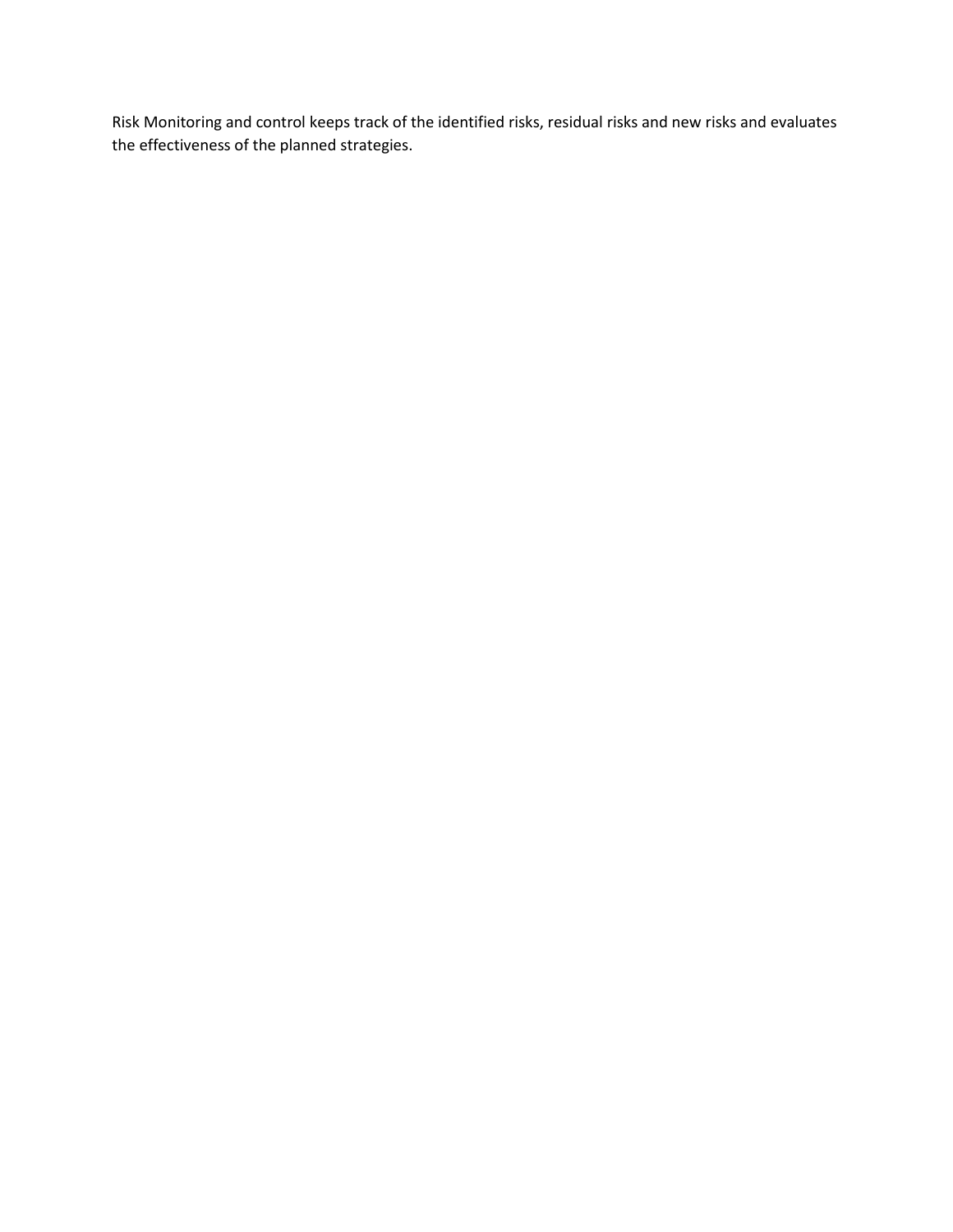Risk Monitoring and control keeps track of the identified risks, residual risks and new risks and evaluates the effectiveness of the planned strategies.